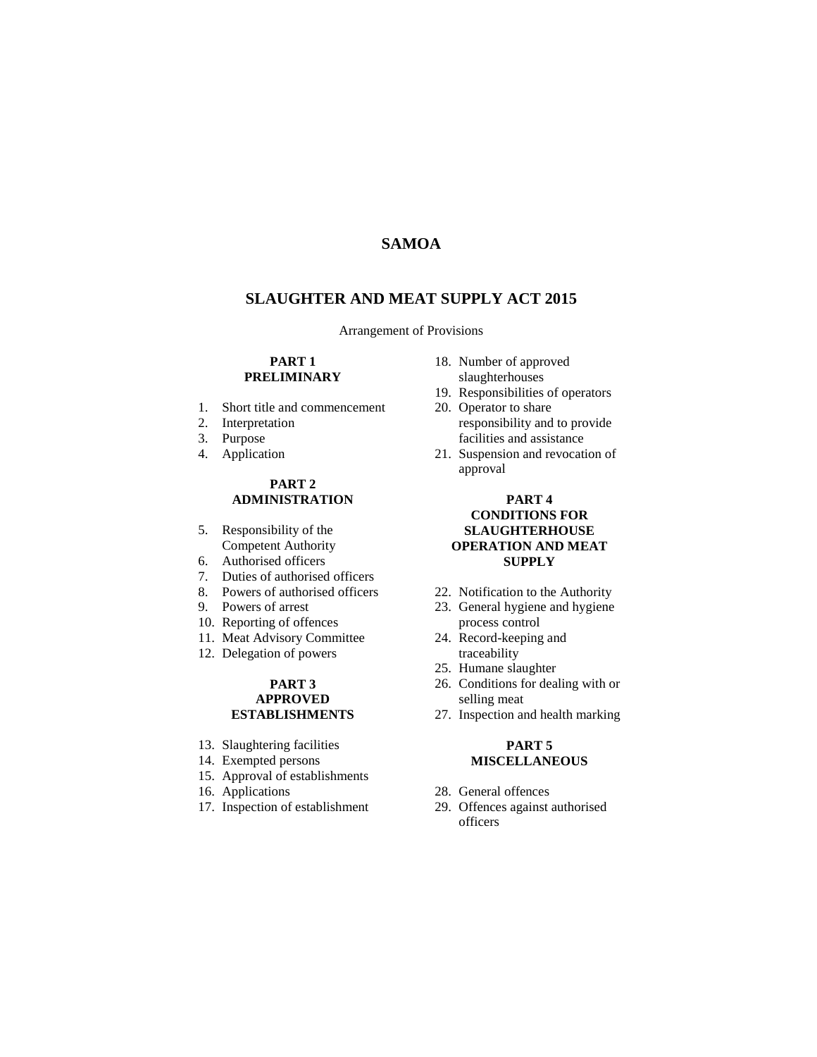# SAMOA

## SLAUGHTER AND MEAT SUPPLY ACT 2015

Arrangement of Provisions

**PART 1**
**PRELIMINARY**

1. Short title and commencement
2. Interpretation
3. Purpose
4. Application

**PART 2**
**ADMINISTRATION**

5. Responsibility of the Competent Authority
6. Authorised officers
7. Duties of authorised officers
8. Powers of authorised officers
9. Powers of arrest
10. Reporting of offences
11. Meat Advisory Committee
12. Delegation of powers

**PART 3**
**APPROVED ESTABLISHMENTS**

13. Slaughtering facilities
14. Exempted persons
15. Approval of establishments
16. Applications
17. Inspection of establishment
18. Number of approved slaughterhouses
19. Responsibilities of operators
20. Operator to share responsibility and to provide facilities and assistance
21. Suspension and revocation of approval

**PART 4**
**CONDITIONS FOR SLAUGHTERHOUSE OPERATION AND MEAT SUPPLY**

22. Notification to the Authority
23. General hygiene and hygiene process control
24. Record-keeping and traceability
25. Humane slaughter
26. Conditions for dealing with or selling meat
27. Inspection and health marking

**PART 5**
**MISCELLANEOUS**

28. General offences
29. Offences against authorised officers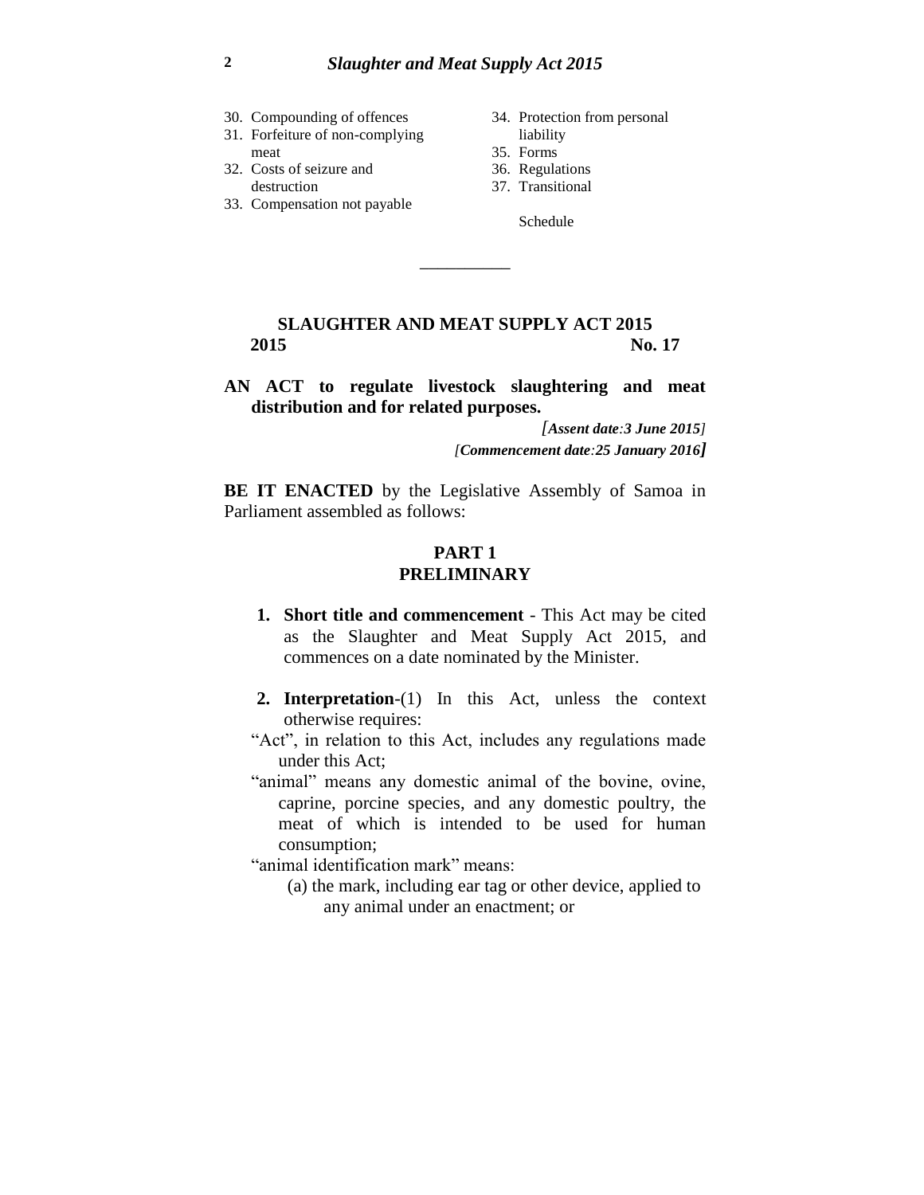30. Compounding of offences
31. Forfeiture of non-complying meat
32. Costs of seizure and destruction
33. Compensation not payable
34. Protection from personal liability
35. Forms
36. Regulations
37. Transitional

Schedule

---

# SLAUGHTER AND MEAT SUPPLY ACT 2015

**2015** **No. 17**

**AN ACT to regulate livestock slaughtering and meat distribution and for related purposes.**

*[Assent date: 3 June 2015]*

*[Commencement date: 25 January 2016]*

**BE IT ENACTED** by the Legislative Assembly of Samoa in Parliament assembled as follows:

## PART 1
## PRELIMINARY

**1. Short title and commencement** - This Act may be cited as the Slaughter and Meat Supply Act 2015, and commences on a date nominated by the Minister.

**2. Interpretation**-(1) In this Act, unless the context otherwise requires:

"Act", in relation to this Act, includes any regulations made under this Act;

"animal" means any domestic animal of the bovine, ovine, caprine, porcine species, and any domestic poultry, the meat of which is intended to be used for human consumption;

"animal identification mark" means:

(a) the mark, including ear tag or other device, applied to any animal under an enactment; or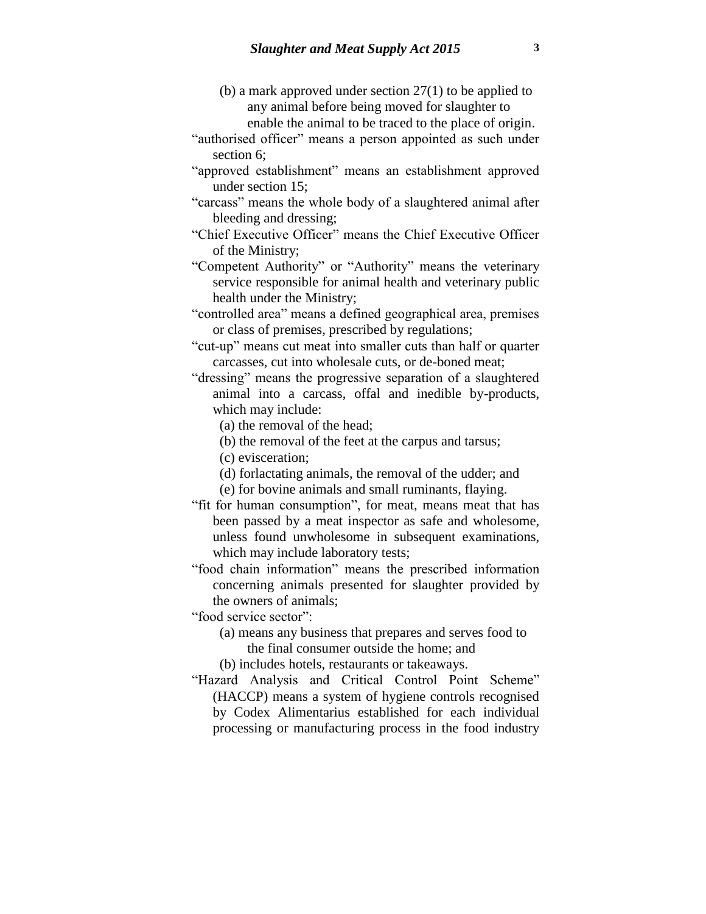(b) a mark approved under section 27(1) to be applied to any animal before being moved for slaughter to enable the animal to be traced to the place of origin.

"authorised officer" means a person appointed as such under section 6;

"approved establishment" means an establishment approved under section 15;

"carcass" means the whole body of a slaughtered animal after bleeding and dressing;

"Chief Executive Officer" means the Chief Executive Officer of the Ministry;

"Competent Authority" or "Authority" means the veterinary service responsible for animal health and veterinary public health under the Ministry;

"controlled area" means a defined geographical area, premises or class of premises, prescribed by regulations;

"cut-up" means cut meat into smaller cuts than half or quarter carcasses, cut into wholesale cuts, or de-boned meat;

"dressing" means the progressive separation of a slaughtered animal into a carcass, offal and inedible by-products, which may include:

(a) the removal of the head;

(b) the removal of the feet at the carpus and tarsus;

(c) evisceration;

(d) forlactating animals, the removal of the udder; and

(e) for bovine animals and small ruminants, flaying.

"fit for human consumption", for meat, means meat that has been passed by a meat inspector as safe and wholesome, unless found unwholesome in subsequent examinations, which may include laboratory tests;

"food chain information" means the prescribed information concerning animals presented for slaughter provided by the owners of animals;

"food service sector":

(a) means any business that prepares and serves food to the final consumer outside the home; and

(b) includes hotels, restaurants or takeaways.

"Hazard Analysis and Critical Control Point Scheme" (HACCP) means a system of hygiene controls recognised by Codex Alimentarius established for each individual processing or manufacturing process in the food industry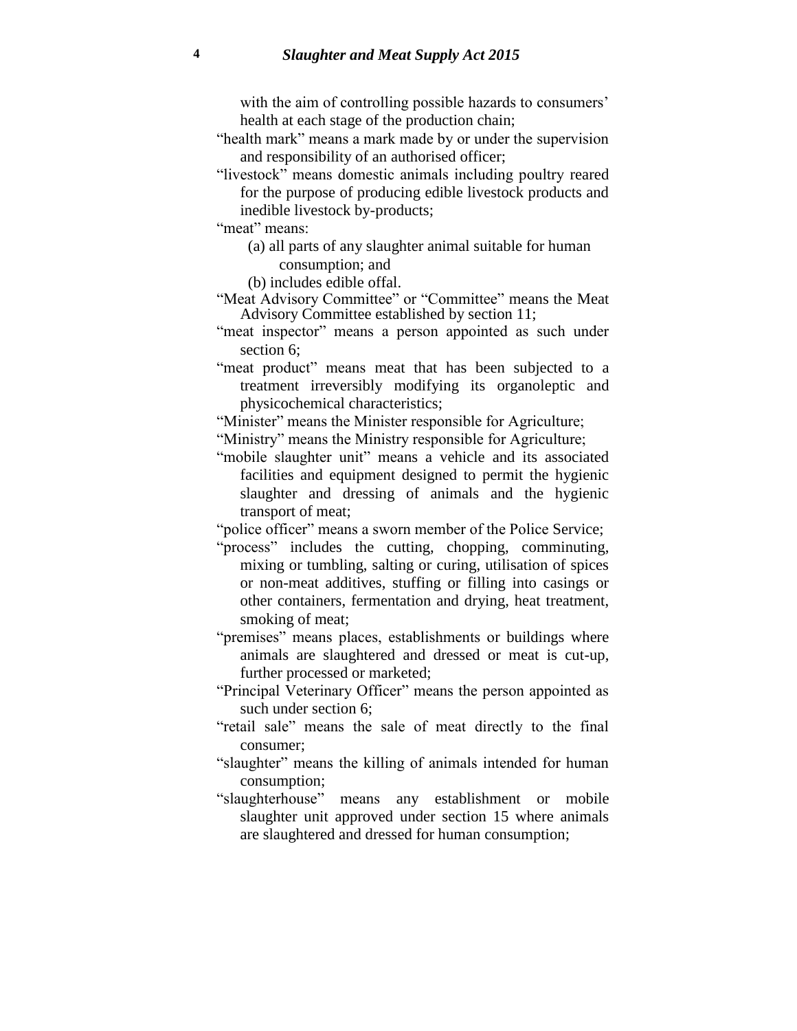with the aim of controlling possible hazards to consumers' health at each stage of the production chain;

"health mark" means a mark made by or under the supervision and responsibility of an authorised officer;

"livestock" means domestic animals including poultry reared for the purpose of producing edible livestock products and inedible livestock by-products;

"meat" means:

(a) all parts of any slaughter animal suitable for human consumption; and

(b) includes edible offal.

"Meat Advisory Committee" or "Committee" means the Meat Advisory Committee established by section 11;

"meat inspector" means a person appointed as such under section 6;

"meat product" means meat that has been subjected to a treatment irreversibly modifying its organoleptic and physicochemical characteristics;

"Minister" means the Minister responsible for Agriculture;

"Ministry" means the Ministry responsible for Agriculture;

"mobile slaughter unit" means a vehicle and its associated facilities and equipment designed to permit the hygienic slaughter and dressing of animals and the hygienic transport of meat;

"police officer" means a sworn member of the Police Service;

"process" includes the cutting, chopping, comminuting, mixing or tumbling, salting or curing, utilisation of spices or non-meat additives, stuffing or filling into casings or other containers, fermentation and drying, heat treatment, smoking of meat;

"premises" means places, establishments or buildings where animals are slaughtered and dressed or meat is cut-up, further processed or marketed;

"Principal Veterinary Officer" means the person appointed as such under section 6;

"retail sale" means the sale of meat directly to the final consumer;

"slaughter" means the killing of animals intended for human consumption;

"slaughterhouse" means any establishment or mobile slaughter unit approved under section 15 where animals are slaughtered and dressed for human consumption;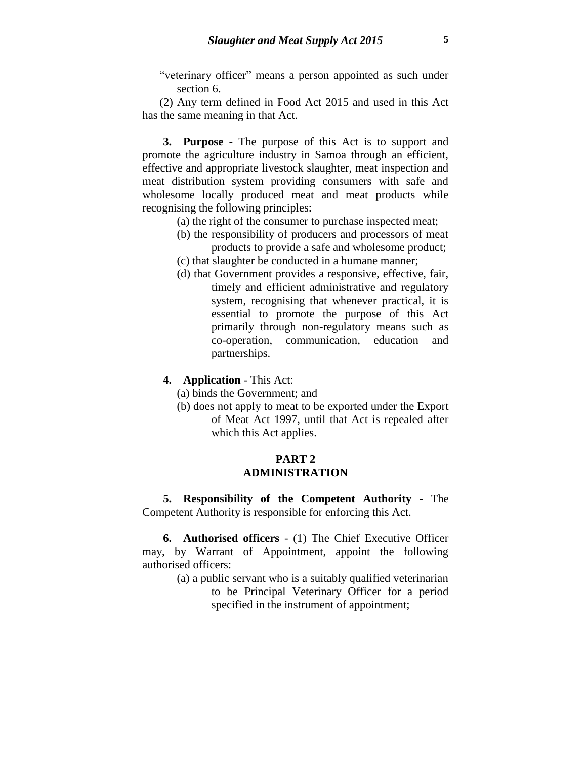"veterinary officer" means a person appointed as such under section 6.

(2) Any term defined in Food Act 2015 and used in this Act has the same meaning in that Act.

**3. Purpose** - The purpose of this Act is to support and promote the agriculture industry in Samoa through an efficient, effective and appropriate livestock slaughter, meat inspection and meat distribution system providing consumers with safe and wholesome locally produced meat and meat products while recognising the following principles:

(a) the right of the consumer to purchase inspected meat;

(b) the responsibility of producers and processors of meat products to provide a safe and wholesome product;

(c) that slaughter be conducted in a humane manner;

(d) that Government provides a responsive, effective, fair, timely and efficient administrative and regulatory system, recognising that whenever practical, it is essential to promote the purpose of this Act primarily through non-regulatory means such as co-operation, communication, education and partnerships.

**4. Application** - This Act:

(a) binds the Government; and

(b) does not apply to meat to be exported under the Export of Meat Act 1997, until that Act is repealed after which this Act applies.

## PART 2
## ADMINISTRATION

**5. Responsibility of the Competent Authority** - The Competent Authority is responsible for enforcing this Act.

**6. Authorised officers** - (1) The Chief Executive Officer may, by Warrant of Appointment, appoint the following authorised officers:

(a) a public servant who is a suitably qualified veterinarian to be Principal Veterinary Officer for a period specified in the instrument of appointment;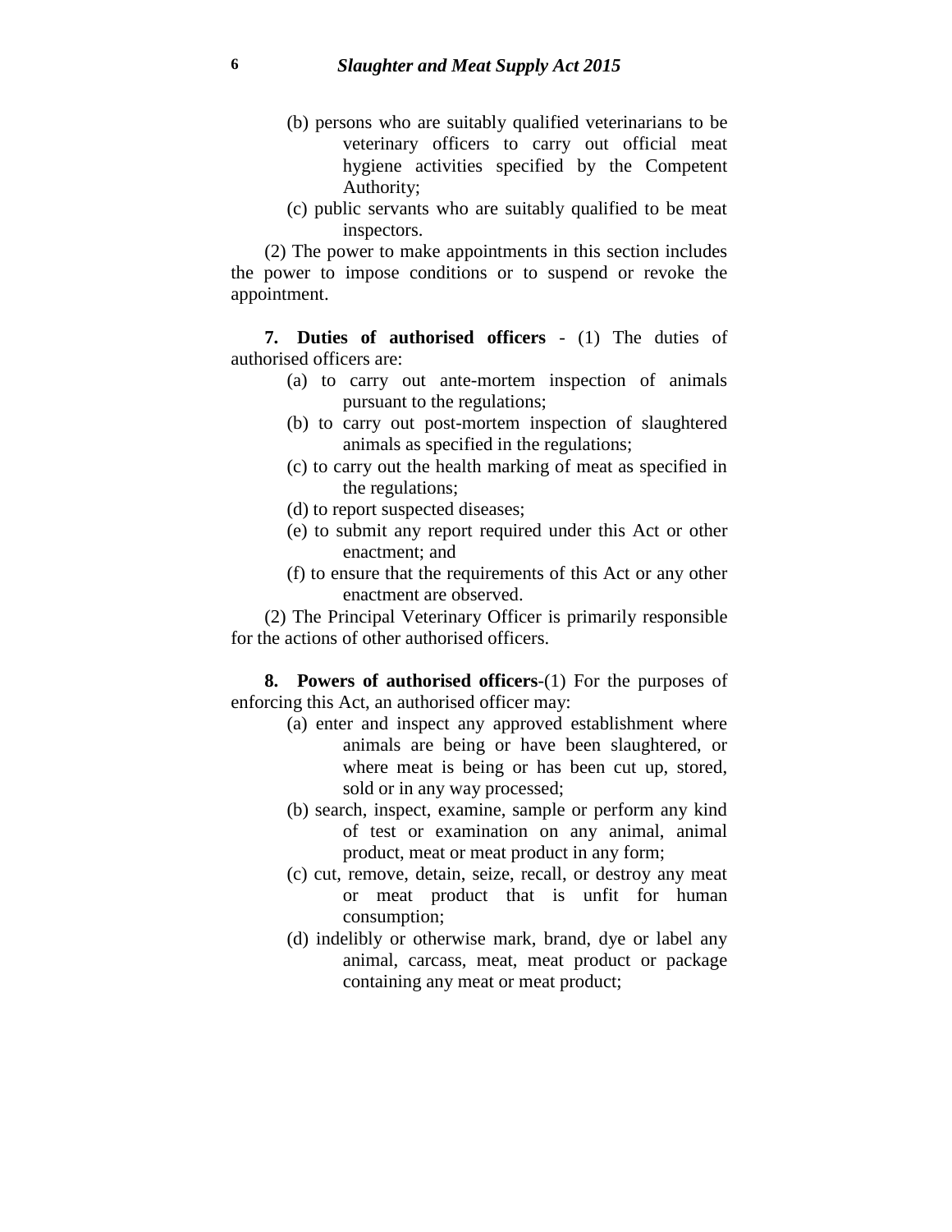(b) persons who are suitably qualified veterinarians to be veterinary officers to carry out official meat hygiene activities specified by the Competent Authority;

(c) public servants who are suitably qualified to be meat inspectors.

(2) The power to make appointments in this section includes the power to impose conditions or to suspend or revoke the appointment.

**7. Duties of authorised officers** - (1) The duties of authorised officers are:

(a) to carry out ante-mortem inspection of animals pursuant to the regulations;

(b) to carry out post-mortem inspection of slaughtered animals as specified in the regulations;

(c) to carry out the health marking of meat as specified in the regulations;

(d) to report suspected diseases;

(e) to submit any report required under this Act or other enactment; and

(f) to ensure that the requirements of this Act or any other enactment are observed.

(2) The Principal Veterinary Officer is primarily responsible for the actions of other authorised officers.

**8. Powers of authorised officers**-(1) For the purposes of enforcing this Act, an authorised officer may:

(a) enter and inspect any approved establishment where animals are being or have been slaughtered, or where meat is being or has been cut up, stored, sold or in any way processed;

(b) search, inspect, examine, sample or perform any kind of test or examination on any animal, animal product, meat or meat product in any form;

(c) cut, remove, detain, seize, recall, or destroy any meat or meat product that is unfit for human consumption;

(d) indelibly or otherwise mark, brand, dye or label any animal, carcass, meat, meat product or package containing any meat or meat product;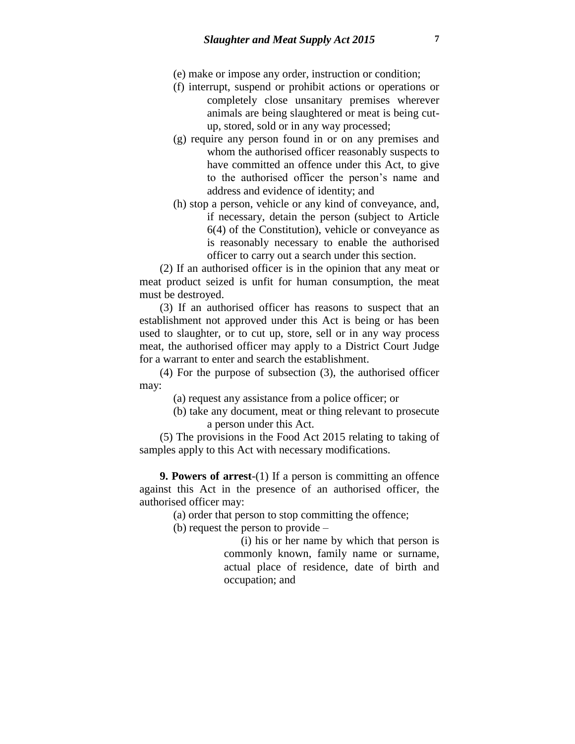(e) make or impose any order, instruction or condition;

(f) interrupt, suspend or prohibit actions or operations or completely close unsanitary premises wherever animals are being slaughtered or meat is being cut-up, stored, sold or in any way processed;

(g) require any person found in or on any premises and whom the authorised officer reasonably suspects to have committed an offence under this Act, to give to the authorised officer the person's name and address and evidence of identity; and

(h) stop a person, vehicle or any kind of conveyance, and, if necessary, detain the person (subject to Article 6(4) of the Constitution), vehicle or conveyance as is reasonably necessary to enable the authorised officer to carry out a search under this section.

(2) If an authorised officer is in the opinion that any meat or meat product seized is unfit for human consumption, the meat must be destroyed.

(3) If an authorised officer has reasons to suspect that an establishment not approved under this Act is being or has been used to slaughter, or to cut up, store, sell or in any way process meat, the authorised officer may apply to a District Court Judge for a warrant to enter and search the establishment.

(4) For the purpose of subsection (3), the authorised officer may:

(a) request any assistance from a police officer; or

(b) take any document, meat or thing relevant to prosecute a person under this Act.

(5) The provisions in the Food Act 2015 relating to taking of samples apply to this Act with necessary modifications.

**9. Powers of arrest**-(1) If a person is committing an offence against this Act in the presence of an authorised officer, the authorised officer may:

(a) order that person to stop committing the offence;

(b) request the person to provide –

(i) his or her name by which that person is commonly known, family name or surname, actual place of residence, date of birth and occupation; and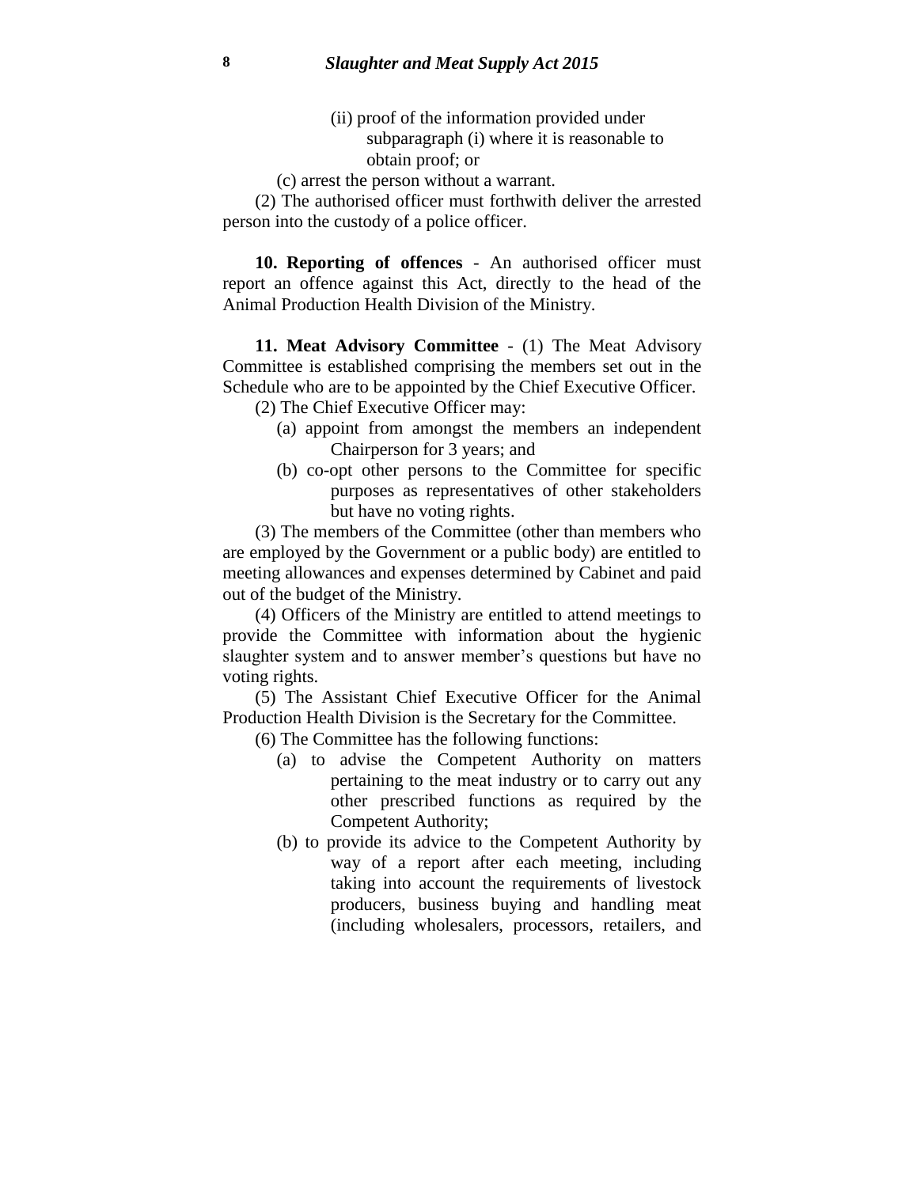(ii) proof of the information provided under subparagraph (i) where it is reasonable to obtain proof; or

(c) arrest the person without a warrant.

(2) The authorised officer must forthwith deliver the arrested person into the custody of a police officer.

**10. Reporting of offences** - An authorised officer must report an offence against this Act, directly to the head of the Animal Production Health Division of the Ministry.

**11. Meat Advisory Committee** - (1) The Meat Advisory Committee is established comprising the members set out in the Schedule who are to be appointed by the Chief Executive Officer.

(2) The Chief Executive Officer may:

(a) appoint from amongst the members an independent Chairperson for 3 years; and

(b) co-opt other persons to the Committee for specific purposes as representatives of other stakeholders but have no voting rights.

(3) The members of the Committee (other than members who are employed by the Government or a public body) are entitled to meeting allowances and expenses determined by Cabinet and paid out of the budget of the Ministry.

(4) Officers of the Ministry are entitled to attend meetings to provide the Committee with information about the hygienic slaughter system and to answer member's questions but have no voting rights.

(5) The Assistant Chief Executive Officer for the Animal Production Health Division is the Secretary for the Committee.

(6) The Committee has the following functions:

(a) to advise the Competent Authority on matters pertaining to the meat industry or to carry out any other prescribed functions as required by the Competent Authority;

(b) to provide its advice to the Competent Authority by way of a report after each meeting, including taking into account the requirements of livestock producers, business buying and handling meat (including wholesalers, processors, retailers, and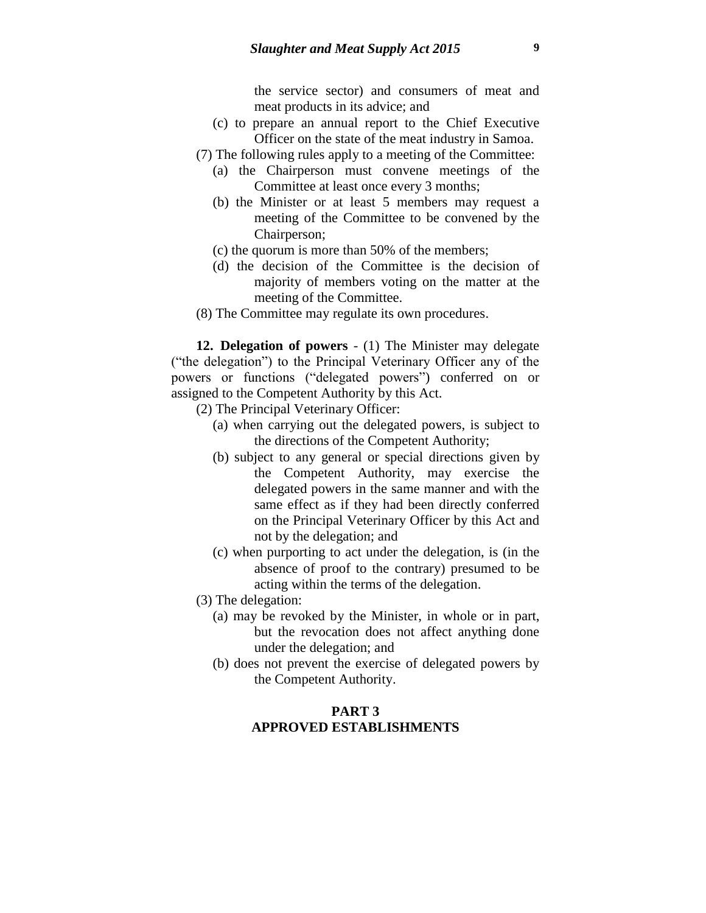the service sector) and consumers of meat and meat products in its advice; and

(c) to prepare an annual report to the Chief Executive Officer on the state of the meat industry in Samoa.

(7) The following rules apply to a meeting of the Committee:

(a) the Chairperson must convene meetings of the Committee at least once every 3 months;

(b) the Minister or at least 5 members may request a meeting of the Committee to be convened by the Chairperson;

(c) the quorum is more than 50% of the members;

(d) the decision of the Committee is the decision of majority of members voting on the matter at the meeting of the Committee.

(8) The Committee may regulate its own procedures.

**12. Delegation of powers** - (1) The Minister may delegate ("the delegation") to the Principal Veterinary Officer any of the powers or functions ("delegated powers") conferred on or assigned to the Competent Authority by this Act.

(2) The Principal Veterinary Officer:

(a) when carrying out the delegated powers, is subject to the directions of the Competent Authority;

(b) subject to any general or special directions given by the Competent Authority, may exercise the delegated powers in the same manner and with the same effect as if they had been directly conferred on the Principal Veterinary Officer by this Act and not by the delegation; and

(c) when purporting to act under the delegation, is (in the absence of proof to the contrary) presumed to be acting within the terms of the delegation.

(3) The delegation:

(a) may be revoked by the Minister, in whole or in part, but the revocation does not affect anything done under the delegation; and

(b) does not prevent the exercise of delegated powers by the Competent Authority.

## PART 3
## APPROVED ESTABLISHMENTS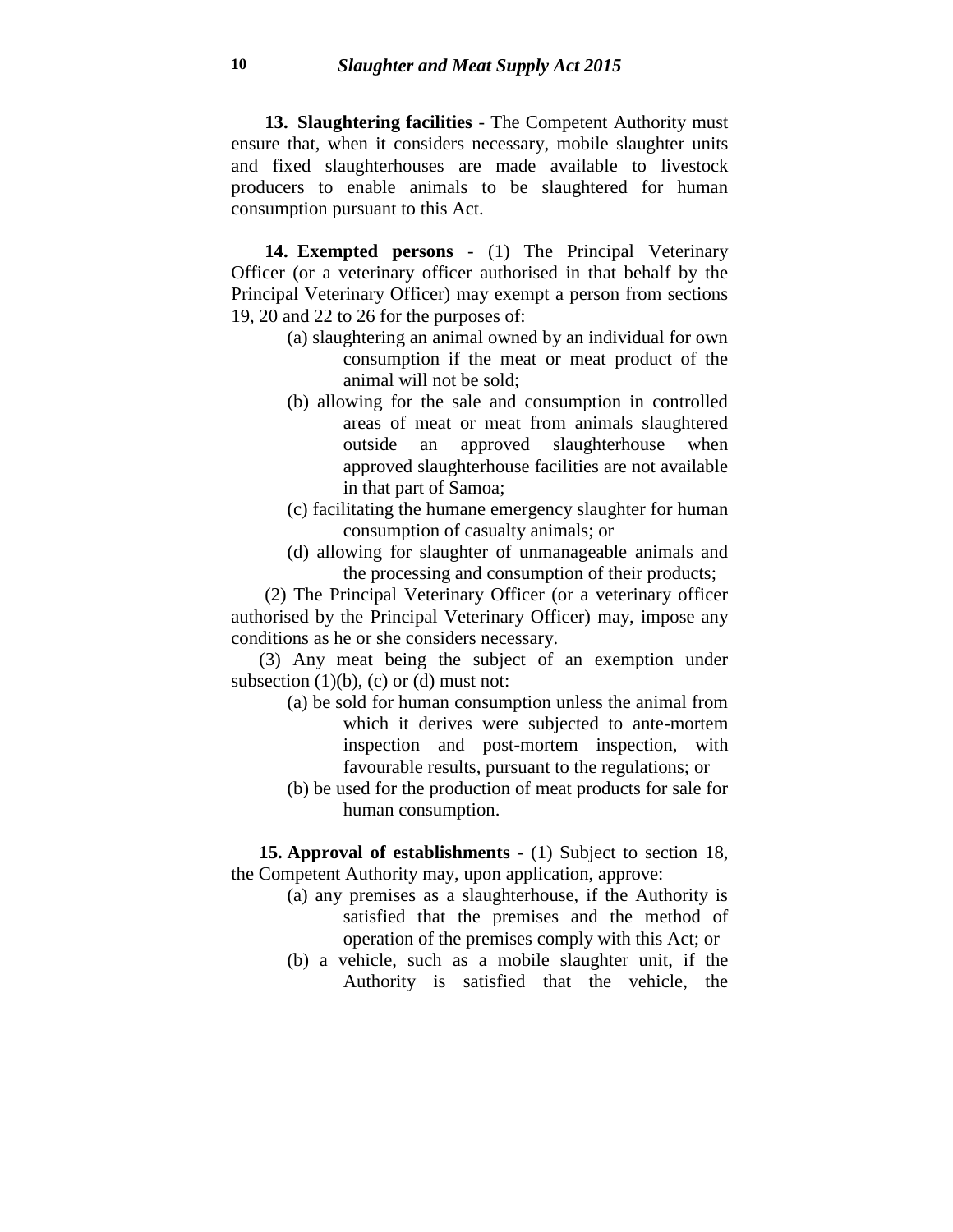**13. Slaughtering facilities** - The Competent Authority must ensure that, when it considers necessary, mobile slaughter units and fixed slaughterhouses are made available to livestock producers to enable animals to be slaughtered for human consumption pursuant to this Act.

**14. Exempted persons** - (1) The Principal Veterinary Officer (or a veterinary officer authorised in that behalf by the Principal Veterinary Officer) may exempt a person from sections 19, 20 and 22 to 26 for the purposes of:

(a) slaughtering an animal owned by an individual for own consumption if the meat or meat product of the animal will not be sold;

(b) allowing for the sale and consumption in controlled areas of meat or meat from animals slaughtered outside an approved slaughterhouse when approved slaughterhouse facilities are not available in that part of Samoa;

(c) facilitating the humane emergency slaughter for human consumption of casualty animals; or

(d) allowing for slaughter of unmanageable animals and the processing and consumption of their products;

(2) The Principal Veterinary Officer (or a veterinary officer authorised by the Principal Veterinary Officer) may, impose any conditions as he or she considers necessary.

(3) Any meat being the subject of an exemption under subsection (1)(b), (c) or (d) must not:

(a) be sold for human consumption unless the animal from which it derives were subjected to ante-mortem inspection and post-mortem inspection, with favourable results, pursuant to the regulations; or

(b) be used for the production of meat products for sale for human consumption.

**15. Approval of establishments** - (1) Subject to section 18, the Competent Authority may, upon application, approve:

(a) any premises as a slaughterhouse, if the Authority is satisfied that the premises and the method of operation of the premises comply with this Act; or

(b) a vehicle, such as a mobile slaughter unit, if the Authority is satisfied that the vehicle, the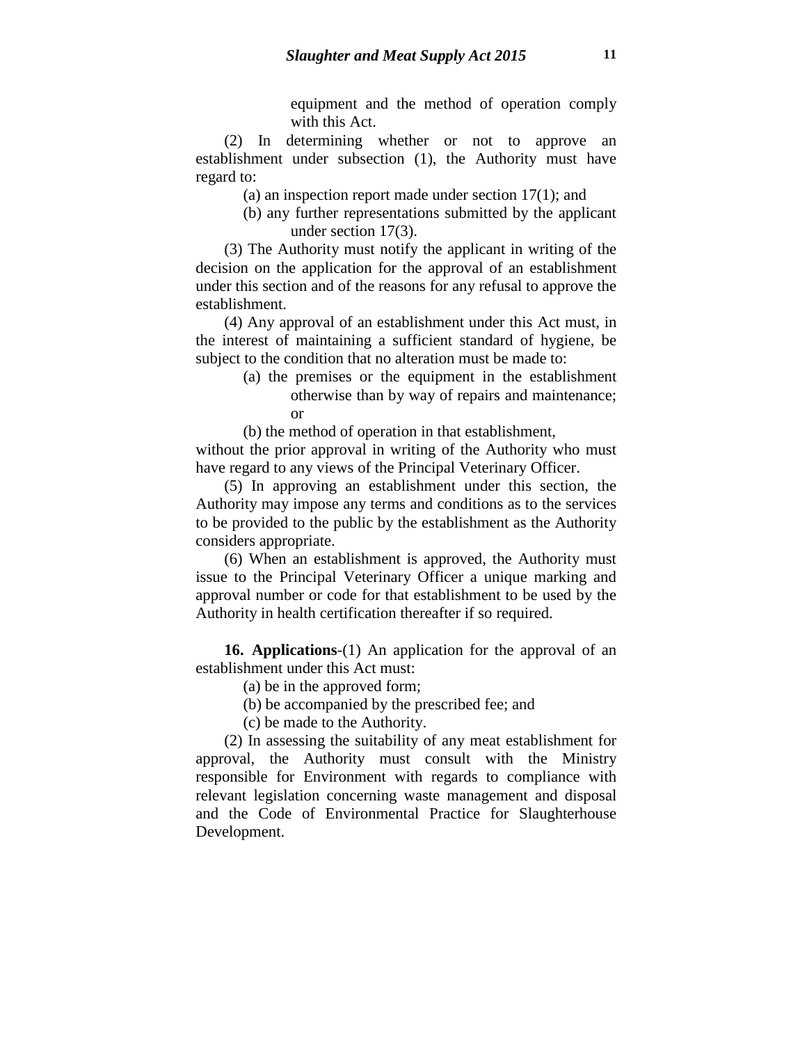equipment and the method of operation comply with this Act.

(2) In determining whether or not to approve an establishment under subsection (1), the Authority must have regard to:

(a) an inspection report made under section 17(1); and

(b) any further representations submitted by the applicant under section 17(3).

(3) The Authority must notify the applicant in writing of the decision on the application for the approval of an establishment under this section and of the reasons for any refusal to approve the establishment.

(4) Any approval of an establishment under this Act must, in the interest of maintaining a sufficient standard of hygiene, be subject to the condition that no alteration must be made to:

(a) the premises or the equipment in the establishment otherwise than by way of repairs and maintenance; or

(b) the method of operation in that establishment,

without the prior approval in writing of the Authority who must have regard to any views of the Principal Veterinary Officer.

(5) In approving an establishment under this section, the Authority may impose any terms and conditions as to the services to be provided to the public by the establishment as the Authority considers appropriate.

(6) When an establishment is approved, the Authority must issue to the Principal Veterinary Officer a unique marking and approval number or code for that establishment to be used by the Authority in health certification thereafter if so required.

**16. Applications**-(1) An application for the approval of an establishment under this Act must:

(a) be in the approved form;

(b) be accompanied by the prescribed fee; and

(c) be made to the Authority.

(2) In assessing the suitability of any meat establishment for approval, the Authority must consult with the Ministry responsible for Environment with regards to compliance with relevant legislation concerning waste management and disposal and the Code of Environmental Practice for Slaughterhouse Development.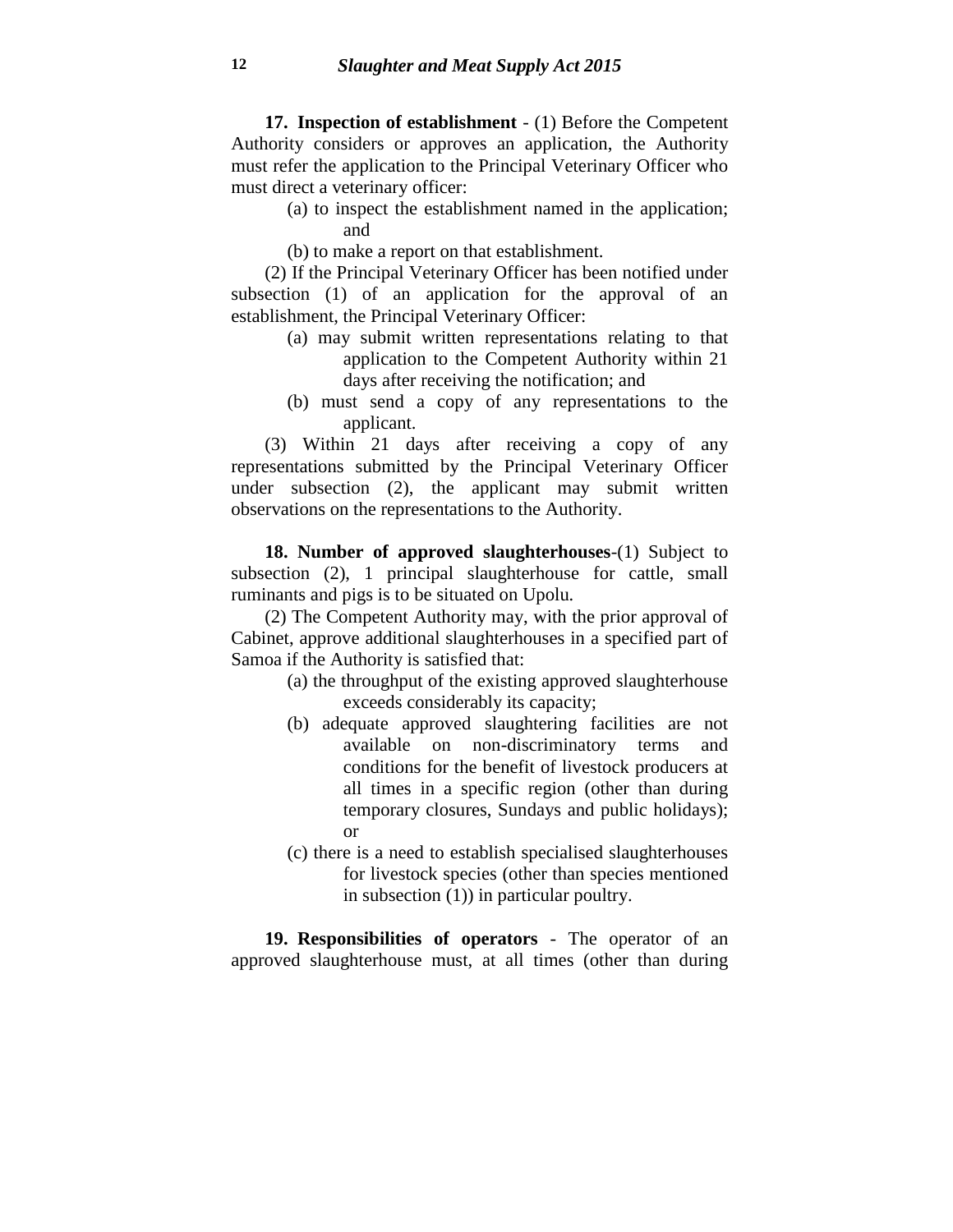**17. Inspection of establishment** - (1) Before the Competent Authority considers or approves an application, the Authority must refer the application to the Principal Veterinary Officer who must direct a veterinary officer:

(a) to inspect the establishment named in the application; and

(b) to make a report on that establishment.

(2) If the Principal Veterinary Officer has been notified under subsection (1) of an application for the approval of an establishment, the Principal Veterinary Officer:

(a) may submit written representations relating to that application to the Competent Authority within 21 days after receiving the notification; and

(b) must send a copy of any representations to the applicant.

(3) Within 21 days after receiving a copy of any representations submitted by the Principal Veterinary Officer under subsection (2), the applicant may submit written observations on the representations to the Authority.

**18. Number of approved slaughterhouses**-(1) Subject to subsection (2), 1 principal slaughterhouse for cattle, small ruminants and pigs is to be situated on Upolu.

(2) The Competent Authority may, with the prior approval of Cabinet, approve additional slaughterhouses in a specified part of Samoa if the Authority is satisfied that:

(a) the throughput of the existing approved slaughterhouse exceeds considerably its capacity;

(b) adequate approved slaughtering facilities are not available on non-discriminatory terms and conditions for the benefit of livestock producers at all times in a specific region (other than during temporary closures, Sundays and public holidays); or

(c) there is a need to establish specialised slaughterhouses for livestock species (other than species mentioned in subsection (1)) in particular poultry.

**19. Responsibilities of operators** - The operator of an approved slaughterhouse must, at all times (other than during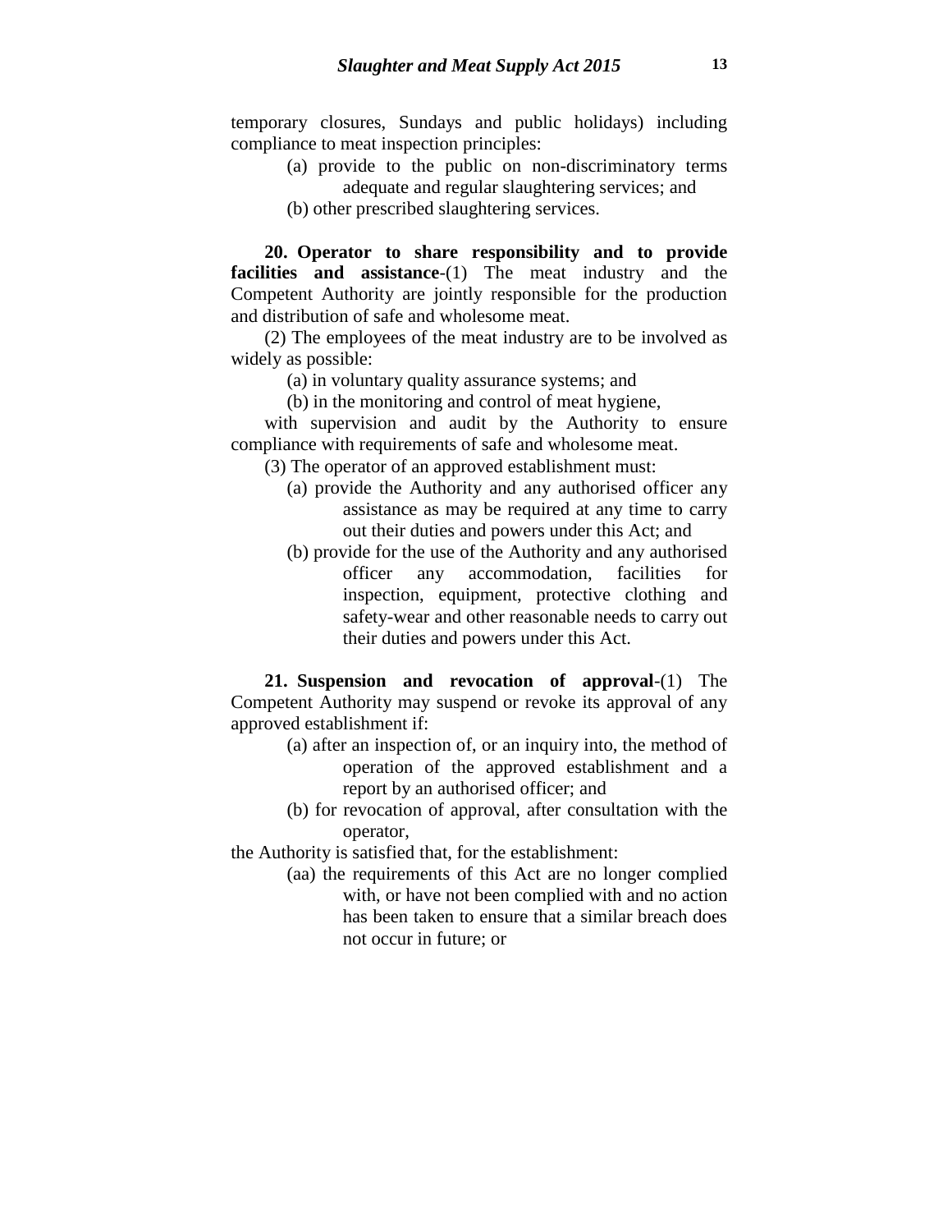temporary closures, Sundays and public holidays) including compliance to meat inspection principles:

(a) provide to the public on non-discriminatory terms adequate and regular slaughtering services; and

(b) other prescribed slaughtering services.

**20. Operator to share responsibility and to provide facilities and assistance**-(1) The meat industry and the Competent Authority are jointly responsible for the production and distribution of safe and wholesome meat.

(2) The employees of the meat industry are to be involved as widely as possible:

(a) in voluntary quality assurance systems; and

(b) in the monitoring and control of meat hygiene,

with supervision and audit by the Authority to ensure compliance with requirements of safe and wholesome meat.

(3) The operator of an approved establishment must:

(a) provide the Authority and any authorised officer any assistance as may be required at any time to carry out their duties and powers under this Act; and

(b) provide for the use of the Authority and any authorised officer any accommodation, facilities for inspection, equipment, protective clothing and safety-wear and other reasonable needs to carry out their duties and powers under this Act.

**21. Suspension and revocation of approval**-(1) The Competent Authority may suspend or revoke its approval of any approved establishment if:

(a) after an inspection of, or an inquiry into, the method of operation of the approved establishment and a report by an authorised officer; and

(b) for revocation of approval, after consultation with the operator,

the Authority is satisfied that, for the establishment:

(aa) the requirements of this Act are no longer complied with, or have not been complied with and no action has been taken to ensure that a similar breach does not occur in future; or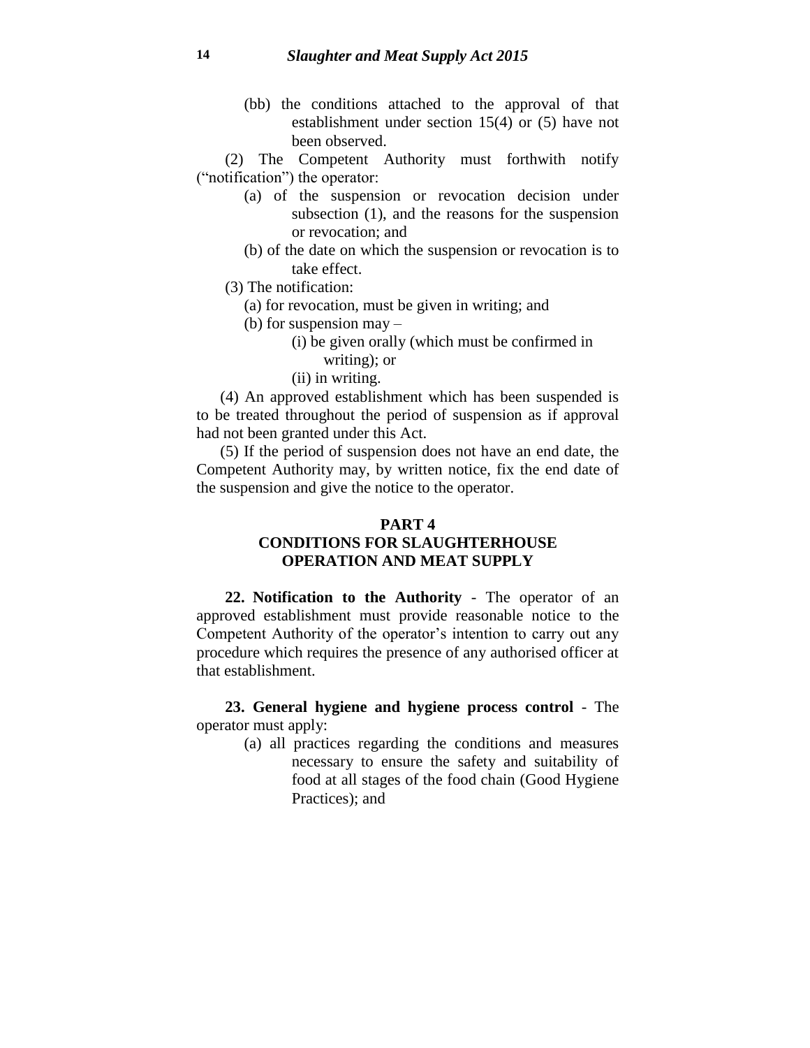(bb) the conditions attached to the approval of that establishment under section 15(4) or (5) have not been observed.

(2) The Competent Authority must forthwith notify ("notification") the operator:

(a) of the suspension or revocation decision under subsection (1), and the reasons for the suspension or revocation; and

(b) of the date on which the suspension or revocation is to take effect.

(3) The notification:

(a) for revocation, must be given in writing; and

(b) for suspension may –

(i) be given orally (which must be confirmed in writing); or

(ii) in writing.

(4) An approved establishment which has been suspended is to be treated throughout the period of suspension as if approval had not been granted under this Act.

(5) If the period of suspension does not have an end date, the Competent Authority may, by written notice, fix the end date of the suspension and give the notice to the operator.

## PART 4
## CONDITIONS FOR SLAUGHTERHOUSE OPERATION AND MEAT SUPPLY

**22. Notification to the Authority** - The operator of an approved establishment must provide reasonable notice to the Competent Authority of the operator's intention to carry out any procedure which requires the presence of any authorised officer at that establishment.

**23. General hygiene and hygiene process control** - The operator must apply:

(a) all practices regarding the conditions and measures necessary to ensure the safety and suitability of food at all stages of the food chain (Good Hygiene Practices); and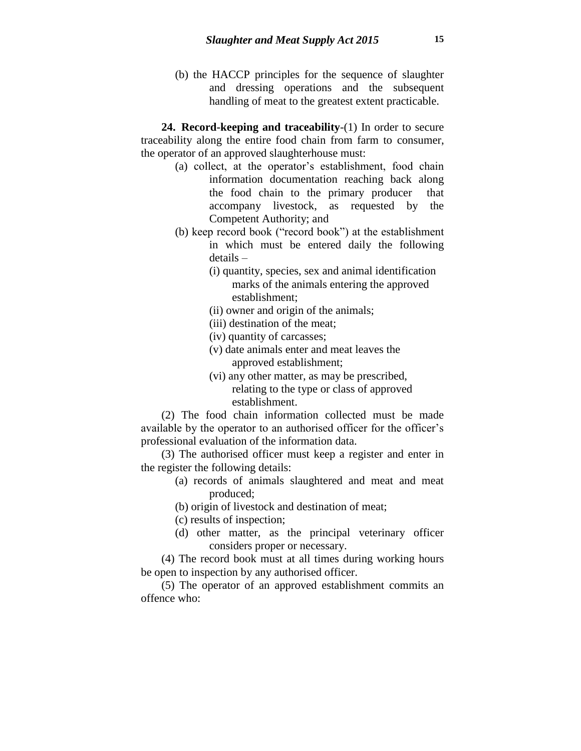(b) the HACCP principles for the sequence of slaughter and dressing operations and the subsequent handling of meat to the greatest extent practicable.

**24. Record-keeping and traceability**-(1) In order to secure traceability along the entire food chain from farm to consumer, the operator of an approved slaughterhouse must:

(a) collect, at the operator's establishment, food chain information documentation reaching back along the food chain to the primary producer that accompany livestock, as requested by the Competent Authority; and

(b) keep record book ("record book") at the establishment in which must be entered daily the following details –

(i) quantity, species, sex and animal identification marks of the animals entering the approved establishment;

(ii) owner and origin of the animals;

(iii) destination of the meat;

(iv) quantity of carcasses;

(v) date animals enter and meat leaves the approved establishment;

(vi) any other matter, as may be prescribed, relating to the type or class of approved establishment.

(2) The food chain information collected must be made available by the operator to an authorised officer for the officer's professional evaluation of the information data.

(3) The authorised officer must keep a register and enter in the register the following details:

(a) records of animals slaughtered and meat and meat produced;

(b) origin of livestock and destination of meat;

(c) results of inspection;

(d) other matter, as the principal veterinary officer considers proper or necessary.

(4) The record book must at all times during working hours be open to inspection by any authorised officer.

(5) The operator of an approved establishment commits an offence who: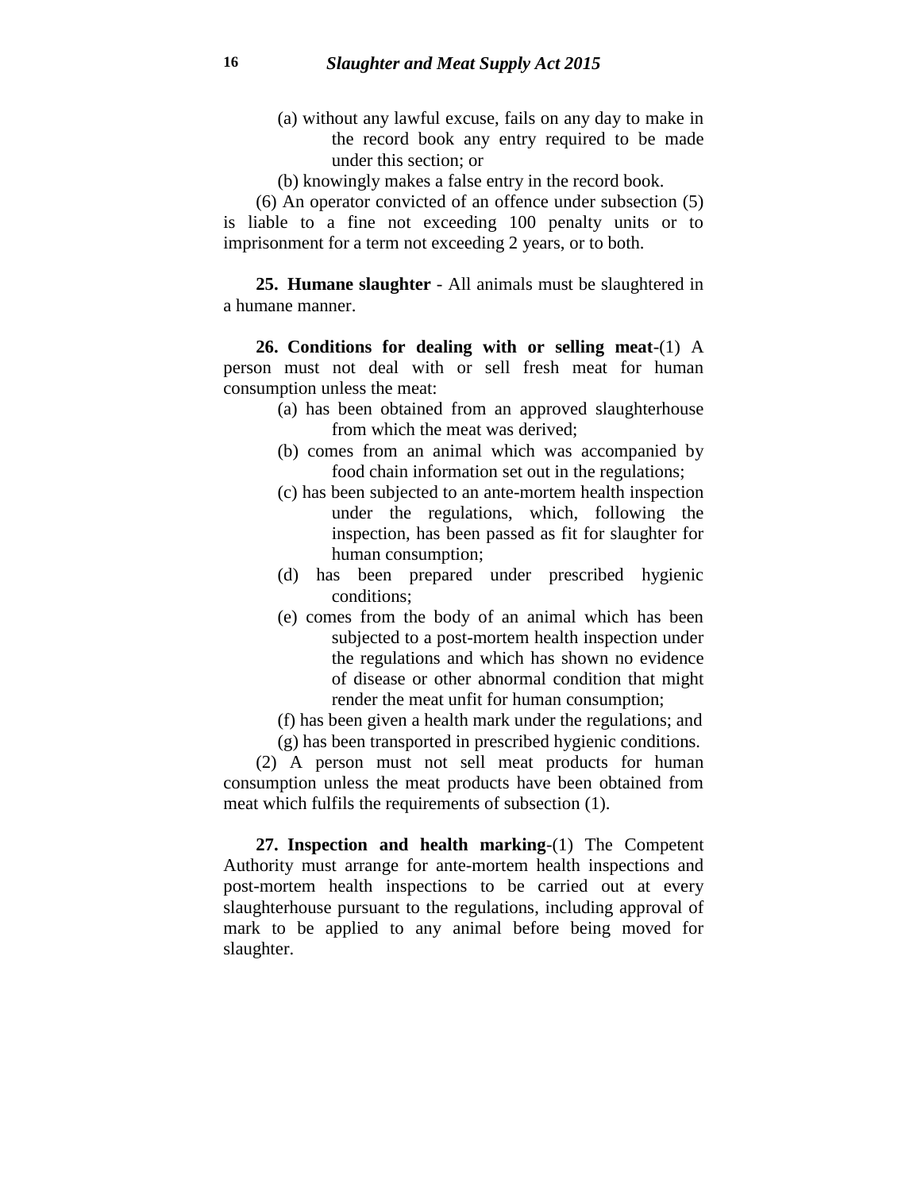(a) without any lawful excuse, fails on any day to make in the record book any entry required to be made under this section; or

(b) knowingly makes a false entry in the record book.

(6) An operator convicted of an offence under subsection (5) is liable to a fine not exceeding 100 penalty units or to imprisonment for a term not exceeding 2 years, or to both.

**25. Humane slaughter** - All animals must be slaughtered in a humane manner.

**26. Conditions for dealing with or selling meat**-(1) A person must not deal with or sell fresh meat for human consumption unless the meat:

(a) has been obtained from an approved slaughterhouse from which the meat was derived;

(b) comes from an animal which was accompanied by food chain information set out in the regulations;

(c) has been subjected to an ante-mortem health inspection under the regulations, which, following the inspection, has been passed as fit for slaughter for human consumption;

(d) has been prepared under prescribed hygienic conditions;

(e) comes from the body of an animal which has been subjected to a post-mortem health inspection under the regulations and which has shown no evidence of disease or other abnormal condition that might render the meat unfit for human consumption;

(f) has been given a health mark under the regulations; and

(g) has been transported in prescribed hygienic conditions.

(2) A person must not sell meat products for human consumption unless the meat products have been obtained from meat which fulfils the requirements of subsection (1).

**27. Inspection and health marking**-(1) The Competent Authority must arrange for ante-mortem health inspections and post-mortem health inspections to be carried out at every slaughterhouse pursuant to the regulations, including approval of mark to be applied to any animal before being moved for slaughter.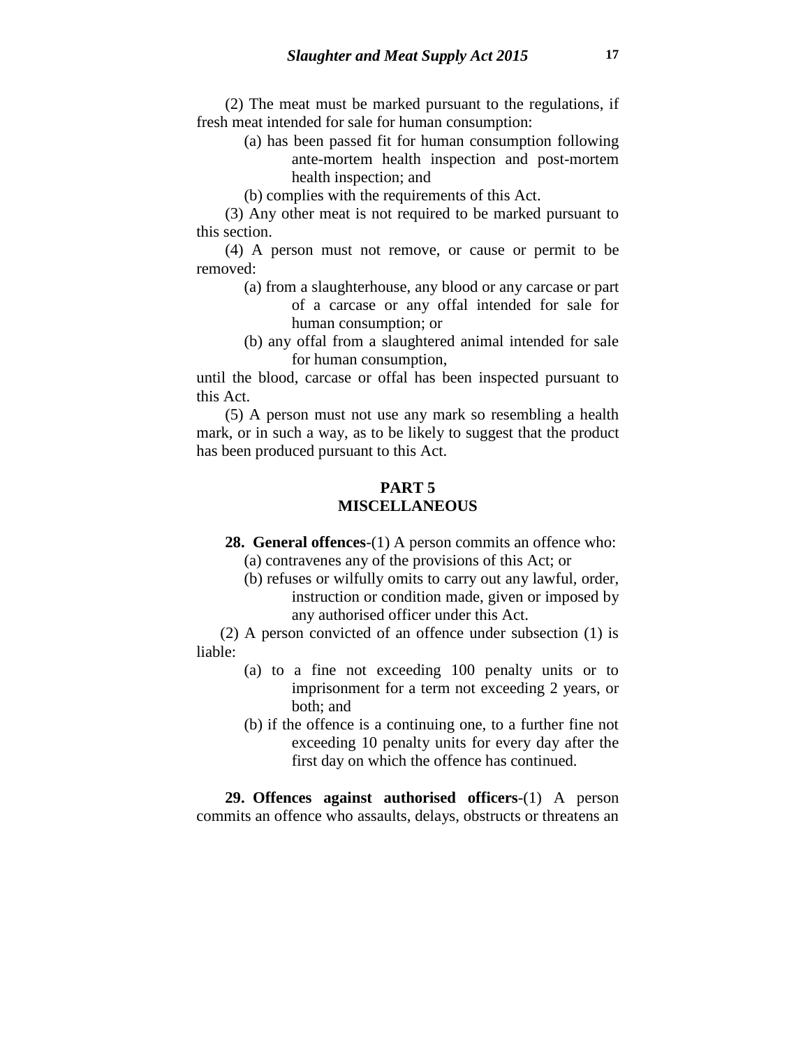(2) The meat must be marked pursuant to the regulations, if fresh meat intended for sale for human consumption:

(a) has been passed fit for human consumption following ante-mortem health inspection and post-mortem health inspection; and

(b) complies with the requirements of this Act.

(3) Any other meat is not required to be marked pursuant to this section.

(4) A person must not remove, or cause or permit to be removed:

(a) from a slaughterhouse, any blood or any carcase or part of a carcase or any offal intended for sale for human consumption; or

(b) any offal from a slaughtered animal intended for sale for human consumption,

until the blood, carcase or offal has been inspected pursuant to this Act.

(5) A person must not use any mark so resembling a health mark, or in such a way, as to be likely to suggest that the product has been produced pursuant to this Act.

## PART 5
## MISCELLANEOUS

**28. General offences**-(1) A person commits an offence who:

(a) contravenes any of the provisions of this Act; or

(b) refuses or wilfully omits to carry out any lawful, order, instruction or condition made, given or imposed by any authorised officer under this Act.

(2) A person convicted of an offence under subsection (1) is liable:

(a) to a fine not exceeding 100 penalty units or to imprisonment for a term not exceeding 2 years, or both; and

(b) if the offence is a continuing one, to a further fine not exceeding 10 penalty units for every day after the first day on which the offence has continued.

**29. Offences against authorised officers**-(1) A person commits an offence who assaults, delays, obstructs or threatens an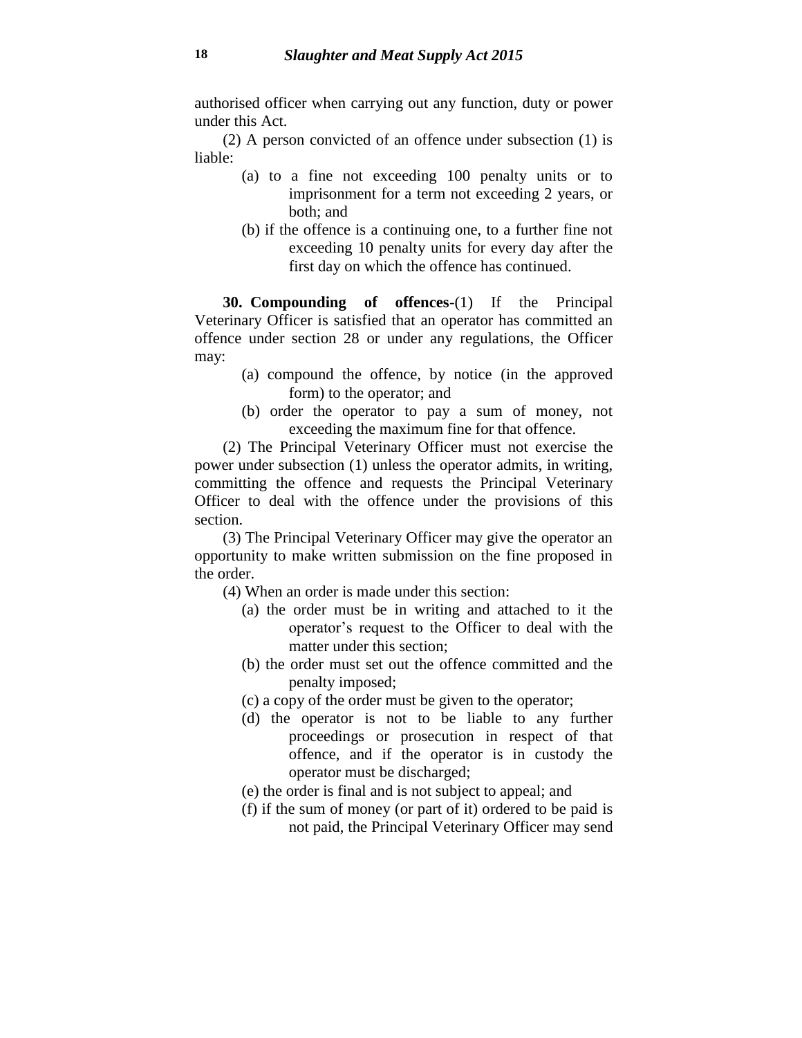authorised officer when carrying out any function, duty or power under this Act.

(2) A person convicted of an offence under subsection (1) is liable:

(a) to a fine not exceeding 100 penalty units or to imprisonment for a term not exceeding 2 years, or both; and

(b) if the offence is a continuing one, to a further fine not exceeding 10 penalty units for every day after the first day on which the offence has continued.

**30. Compounding of offences**-(1) If the Principal Veterinary Officer is satisfied that an operator has committed an offence under section 28 or under any regulations, the Officer may:

(a) compound the offence, by notice (in the approved form) to the operator; and

(b) order the operator to pay a sum of money, not exceeding the maximum fine for that offence.

(2) The Principal Veterinary Officer must not exercise the power under subsection (1) unless the operator admits, in writing, committing the offence and requests the Principal Veterinary Officer to deal with the offence under the provisions of this section.

(3) The Principal Veterinary Officer may give the operator an opportunity to make written submission on the fine proposed in the order.

(4) When an order is made under this section:

(a) the order must be in writing and attached to it the operator's request to the Officer to deal with the matter under this section;

(b) the order must set out the offence committed and the penalty imposed;

(c) a copy of the order must be given to the operator;

(d) the operator is not to be liable to any further proceedings or prosecution in respect of that offence, and if the operator is in custody the operator must be discharged;

(e) the order is final and is not subject to appeal; and

(f) if the sum of money (or part of it) ordered to be paid is not paid, the Principal Veterinary Officer may send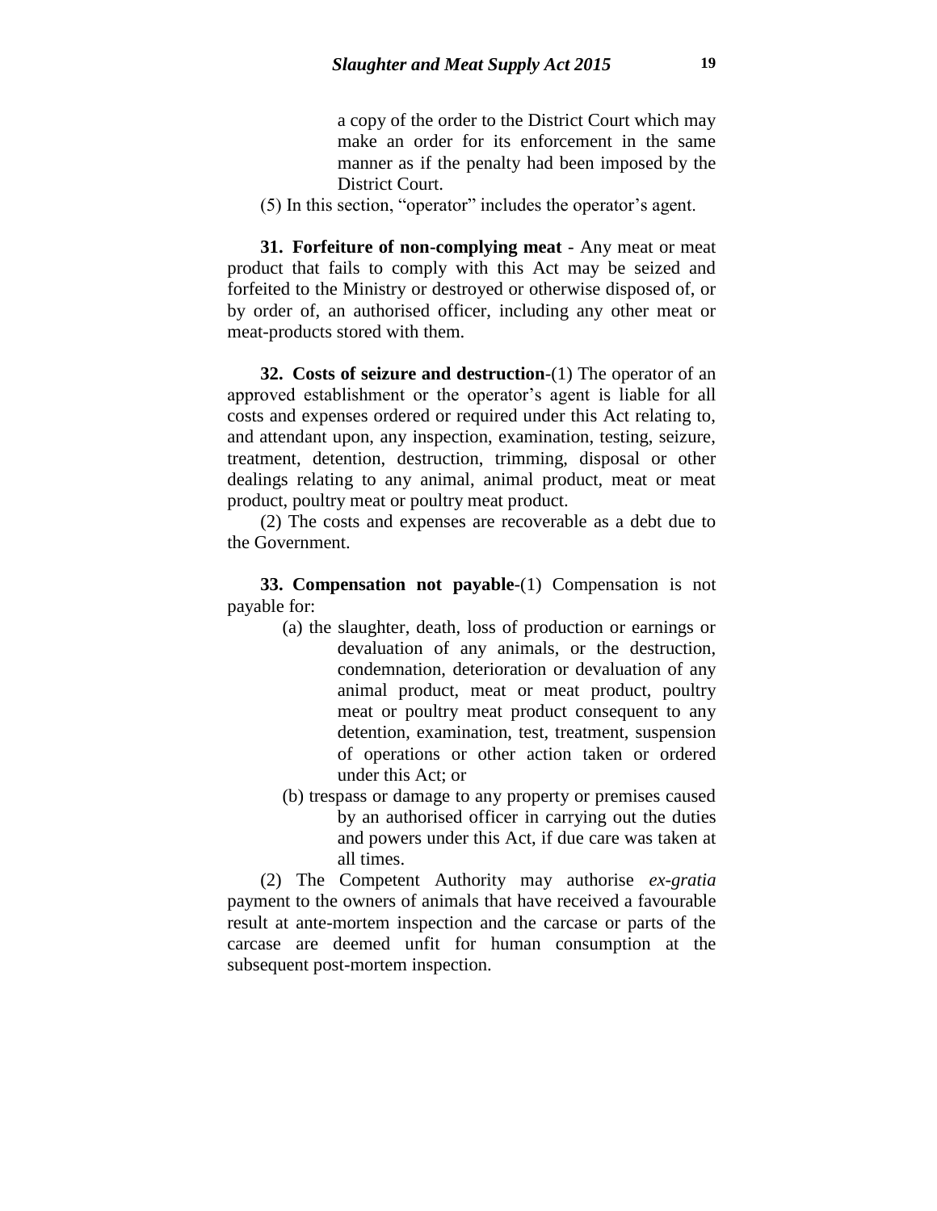a copy of the order to the District Court which may make an order for its enforcement in the same manner as if the penalty had been imposed by the District Court.

(5) In this section, "operator" includes the operator's agent.

**31. Forfeiture of non-complying meat** - Any meat or meat product that fails to comply with this Act may be seized and forfeited to the Ministry or destroyed or otherwise disposed of, or by order of, an authorised officer, including any other meat or meat-products stored with them.

**32. Costs of seizure and destruction**-(1) The operator of an approved establishment or the operator's agent is liable for all costs and expenses ordered or required under this Act relating to, and attendant upon, any inspection, examination, testing, seizure, treatment, detention, destruction, trimming, disposal or other dealings relating to any animal, animal product, meat or meat product, poultry meat or poultry meat product.

(2) The costs and expenses are recoverable as a debt due to the Government.

**33. Compensation not payable**-(1) Compensation is not payable for:

(a) the slaughter, death, loss of production or earnings or devaluation of any animals, or the destruction, condemnation, deterioration or devaluation of any animal product, meat or meat product, poultry meat or poultry meat product consequent to any detention, examination, test, treatment, suspension of operations or other action taken or ordered under this Act; or

(b) trespass or damage to any property or premises caused by an authorised officer in carrying out the duties and powers under this Act, if due care was taken at all times.

(2) The Competent Authority may authorise *ex-gratia* payment to the owners of animals that have received a favourable result at ante-mortem inspection and the carcase or parts of the carcase are deemed unfit for human consumption at the subsequent post-mortem inspection.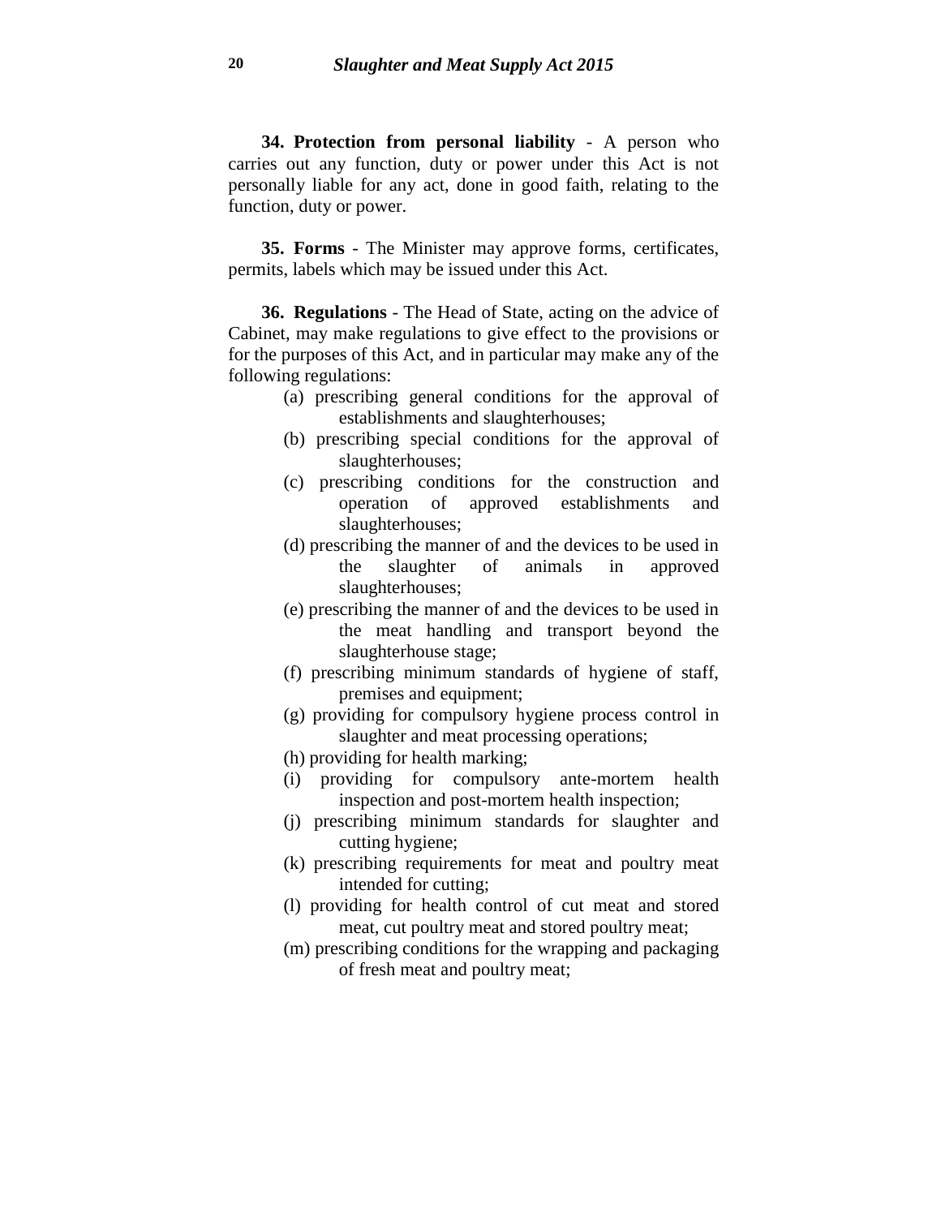**34. Protection from personal liability** - A person who carries out any function, duty or power under this Act is not personally liable for any act, done in good faith, relating to the function, duty or power.

**35. Forms** - The Minister may approve forms, certificates, permits, labels which may be issued under this Act.

**36. Regulations** - The Head of State, acting on the advice of Cabinet, may make regulations to give effect to the provisions or for the purposes of this Act, and in particular may make any of the following regulations:

(a) prescribing general conditions for the approval of establishments and slaughterhouses;

(b) prescribing special conditions for the approval of slaughterhouses;

(c) prescribing conditions for the construction and operation of approved establishments and slaughterhouses;

(d) prescribing the manner of and the devices to be used in the slaughter of animals in approved slaughterhouses;

(e) prescribing the manner of and the devices to be used in the meat handling and transport beyond the slaughterhouse stage;

(f) prescribing minimum standards of hygiene of staff, premises and equipment;

(g) providing for compulsory hygiene process control in slaughter and meat processing operations;

(h) providing for health marking;

(i) providing for compulsory ante-mortem health inspection and post-mortem health inspection;

(j) prescribing minimum standards for slaughter and cutting hygiene;

(k) prescribing requirements for meat and poultry meat intended for cutting;

(l) providing for health control of cut meat and stored meat, cut poultry meat and stored poultry meat;

(m) prescribing conditions for the wrapping and packaging of fresh meat and poultry meat;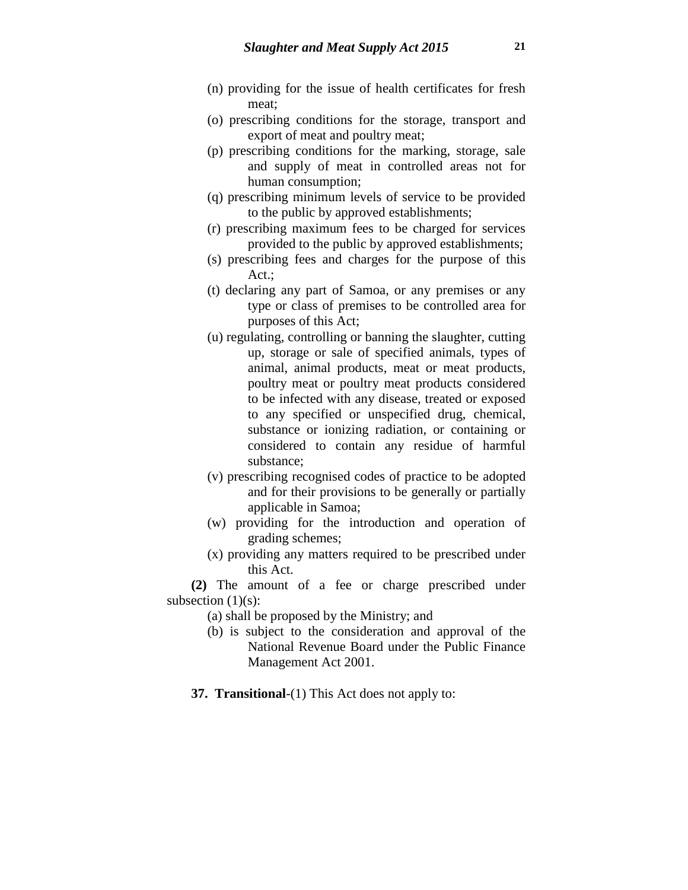(n) providing for the issue of health certificates for fresh meat;

(o) prescribing conditions for the storage, transport and export of meat and poultry meat;

(p) prescribing conditions for the marking, storage, sale and supply of meat in controlled areas not for human consumption;

(q) prescribing minimum levels of service to be provided to the public by approved establishments;

(r) prescribing maximum fees to be charged for services provided to the public by approved establishments;

(s) prescribing fees and charges for the purpose of this Act.;

(t) declaring any part of Samoa, or any premises or any type or class of premises to be controlled area for purposes of this Act;

(u) regulating, controlling or banning the slaughter, cutting up, storage or sale of specified animals, types of animal, animal products, meat or meat products, poultry meat or poultry meat products considered to be infected with any disease, treated or exposed to any specified or unspecified drug, chemical, substance or ionizing radiation, or containing or considered to contain any residue of harmful substance;

(v) prescribing recognised codes of practice to be adopted and for their provisions to be generally or partially applicable in Samoa;

(w) providing for the introduction and operation of grading schemes;

(x) providing any matters required to be prescribed under this Act.

**(2)** The amount of a fee or charge prescribed under subsection (1)(s):

(a) shall be proposed by the Ministry; and

(b) is subject to the consideration and approval of the National Revenue Board under the Public Finance Management Act 2001.

**37. Transitional**-(1) This Act does not apply to: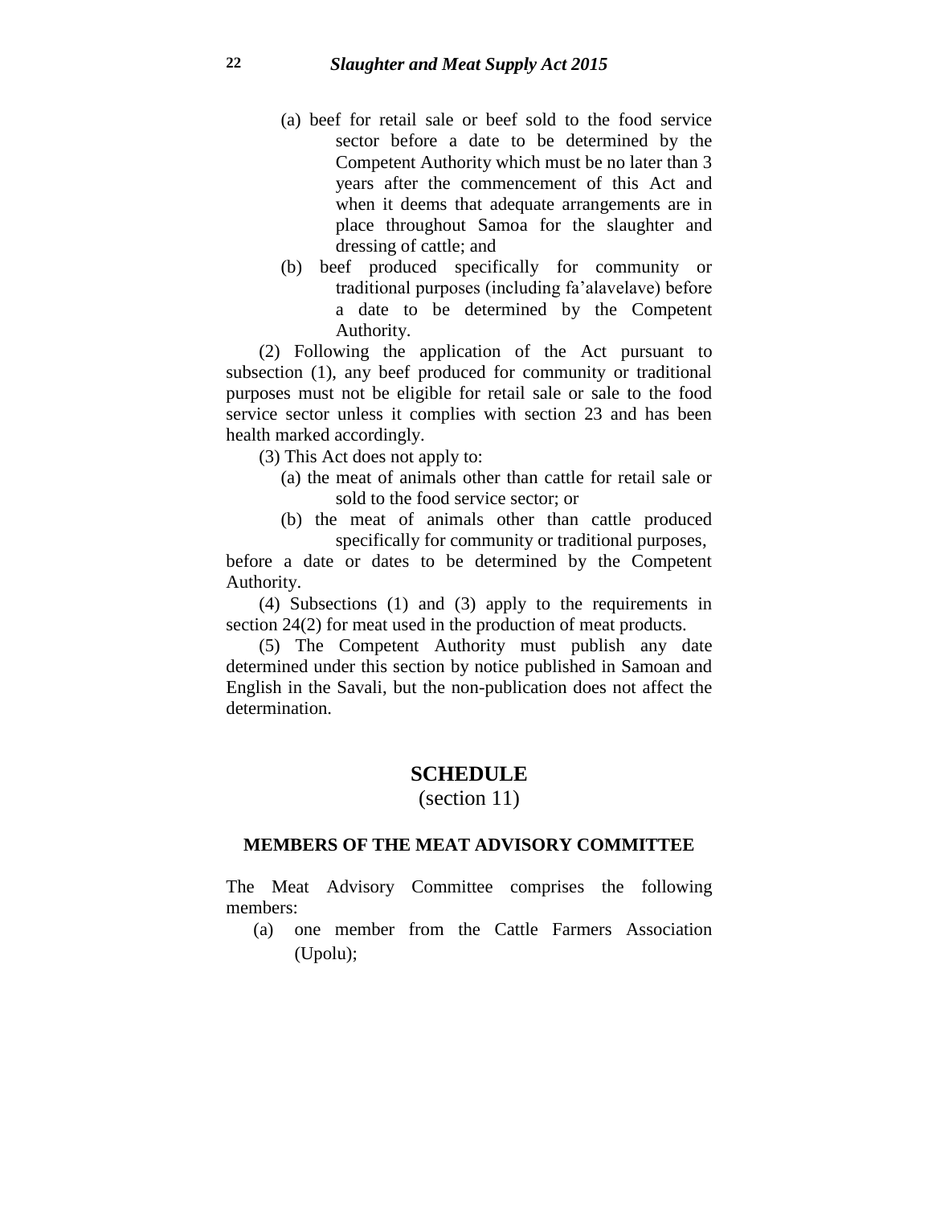(a) beef for retail sale or beef sold to the food service sector before a date to be determined by the Competent Authority which must be no later than 3 years after the commencement of this Act and when it deems that adequate arrangements are in place throughout Samoa for the slaughter and dressing of cattle; and

(b) beef produced specifically for community or traditional purposes (including fa'alavelave) before a date to be determined by the Competent Authority.

(2) Following the application of the Act pursuant to subsection (1), any beef produced for community or traditional purposes must not be eligible for retail sale or sale to the food service sector unless it complies with section 23 and has been health marked accordingly.

(3) This Act does not apply to:

(a) the meat of animals other than cattle for retail sale or sold to the food service sector; or

(b) the meat of animals other than cattle produced specifically for community or traditional purposes,

before a date or dates to be determined by the Competent Authority.

(4) Subsections (1) and (3) apply to the requirements in section 24(2) for meat used in the production of meat products.

(5) The Competent Authority must publish any date determined under this section by notice published in Samoan and English in the Savali, but the non-publication does not affect the determination.

# SCHEDULE

(section 11)

## MEMBERS OF THE MEAT ADVISORY COMMITTEE

The Meat Advisory Committee comprises the following members:

(a) one member from the Cattle Farmers Association (Upolu);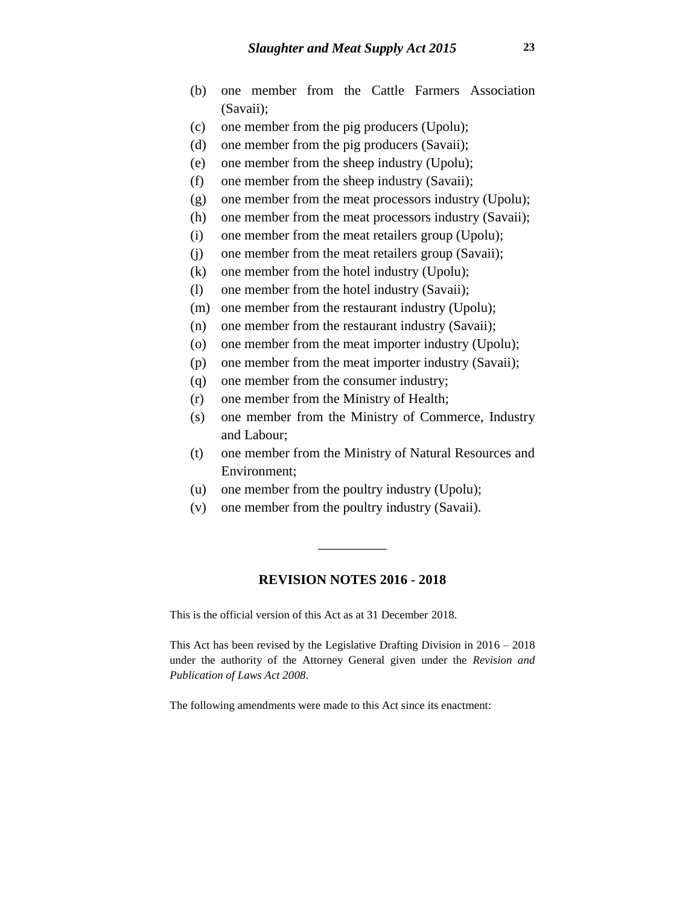(b) one member from the Cattle Farmers Association (Savaii);
(c) one member from the pig producers (Upolu);
(d) one member from the pig producers (Savaii);
(e) one member from the sheep industry (Upolu);
(f) one member from the sheep industry (Savaii);
(g) one member from the meat processors industry (Upolu);
(h) one member from the meat processors industry (Savaii);
(i) one member from the meat retailers group (Upolu);
(j) one member from the meat retailers group (Savaii);
(k) one member from the hotel industry (Upolu);
(l) one member from the hotel industry (Savaii);
(m) one member from the restaurant industry (Upolu);
(n) one member from the restaurant industry (Savaii);
(o) one member from the meat importer industry (Upolu);
(p) one member from the meat importer industry (Savaii);
(q) one member from the consumer industry;
(r) one member from the Ministry of Health;
(s) one member from the Ministry of Commerce, Industry and Labour;
(t) one member from the Ministry of Natural Resources and Environment;
(u) one member from the poultry industry (Upolu);
(v) one member from the poultry industry (Savaii).

__________

## REVISION NOTES 2016 - 2018

This is the official version of this Act as at 31 December 2018.

This Act has been revised by the Legislative Drafting Division in 2016 – 2018 under the authority of the Attorney General given under the *Revision and Publication of Laws Act 2008*.

The following amendments were made to this Act since its enactment: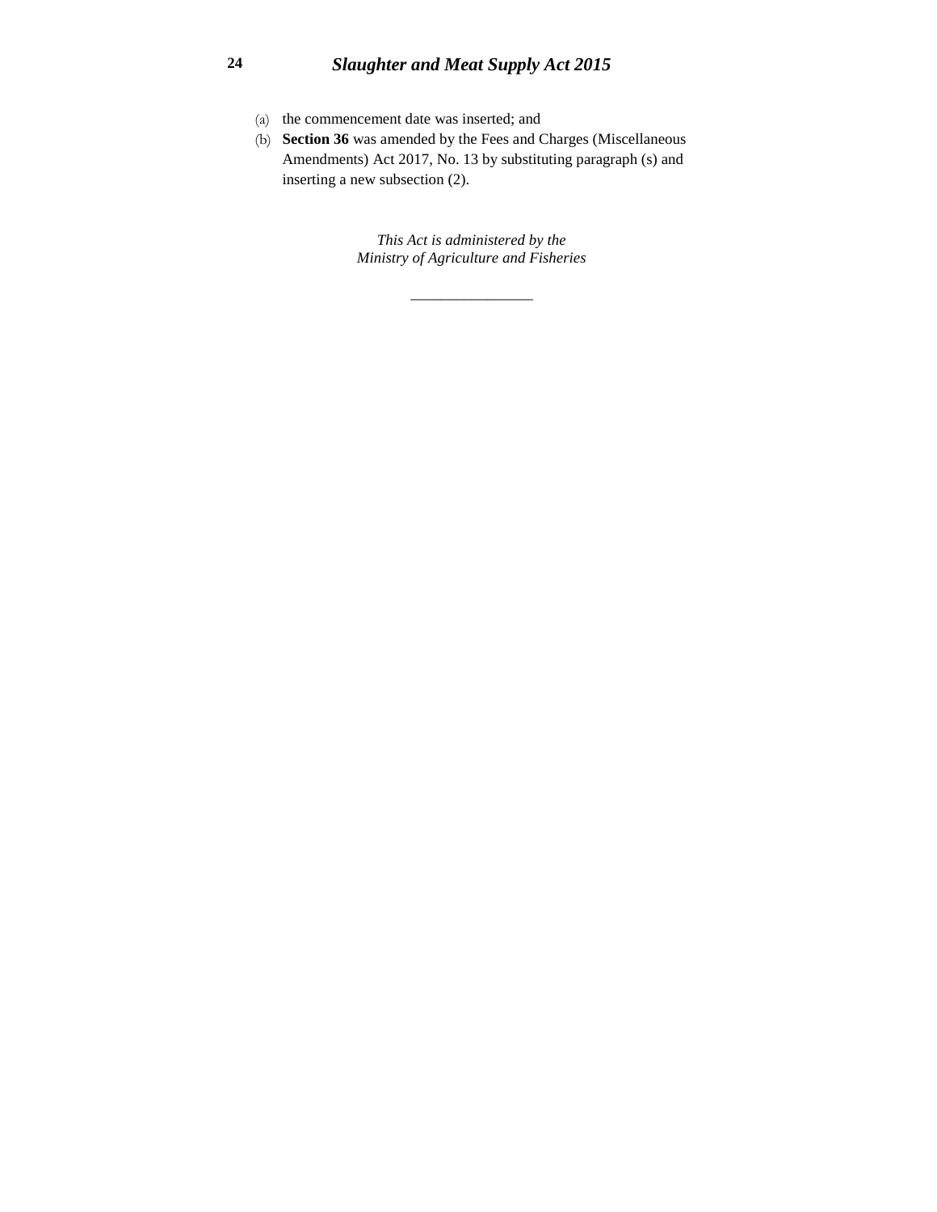(a) the commencement date was inserted; and
(b) **Section 36** was amended by the Fees and Charges (Miscellaneous Amendments) Act 2017, No. 13 by substituting paragraph (s) and inserting a new subsection (2).

*This Act is administered by the Ministry of Agriculture and Fisheries*

---